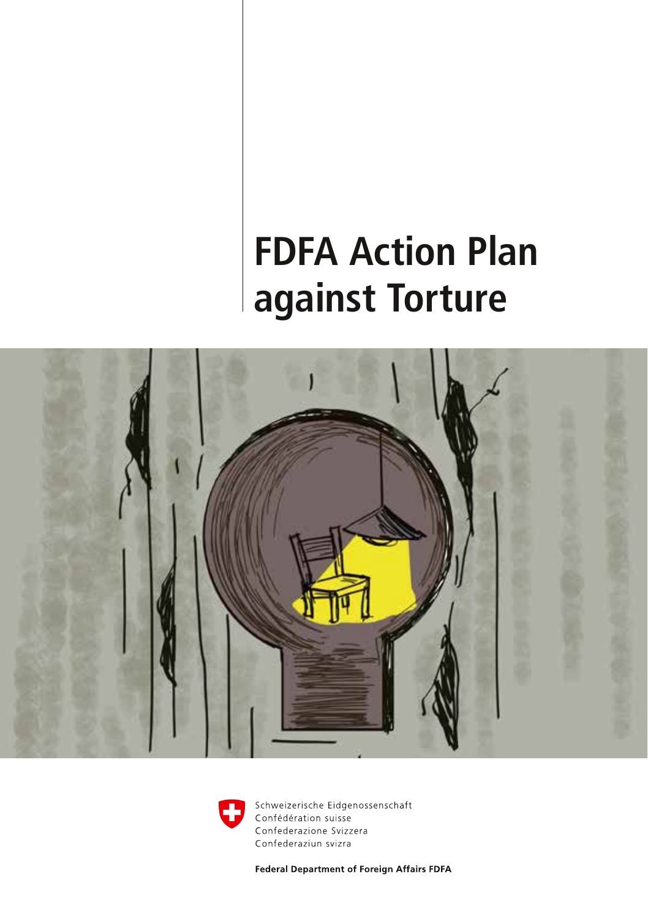# FDFA Action Plan against Torture

Schweizerische Eidgenossenschaft
Confédération suisse
Confederazione Svizzera
Confederaziun svizra

**Federal Department of Foreign Affairs FDFA**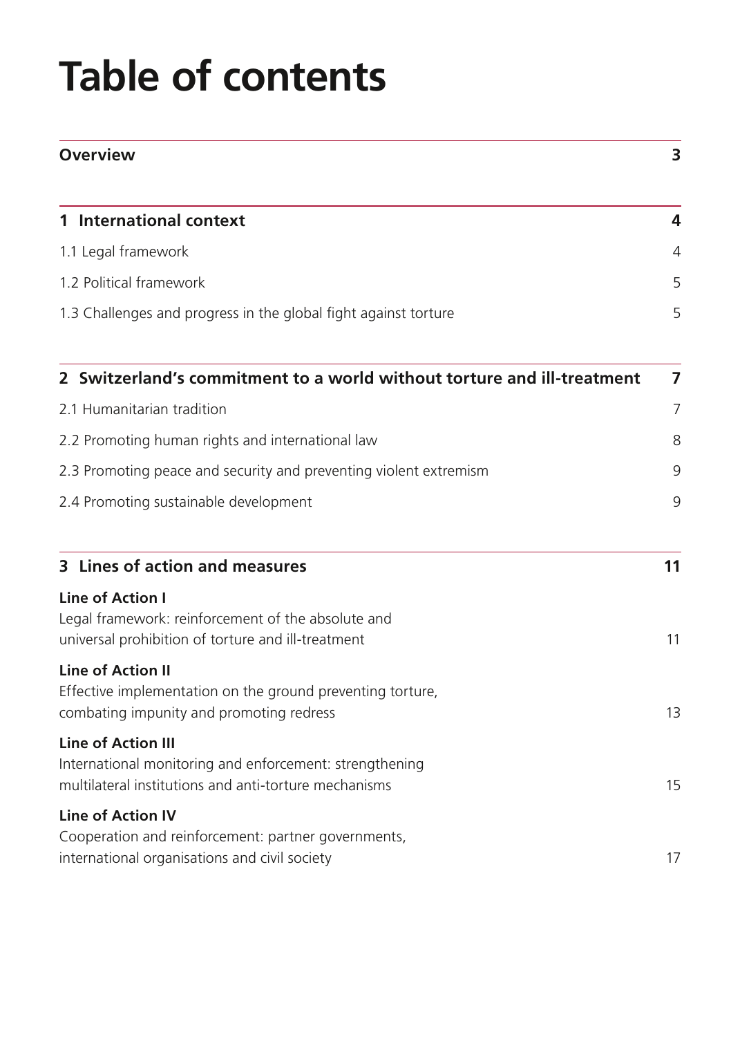# Table of contents

| | |
|---|---|
| **Overview** | **3** |
| **1 International context** | **4** |
| 1.1 Legal framework | 4 |
| 1.2 Political framework | 5 |
| 1.3 Challenges and progress in the global fight against torture | 5 |
| **2 Switzerland's commitment to a world without torture and ill-treatment** | **7** |
| 2.1 Humanitarian tradition | 7 |
| 2.2 Promoting human rights and international law | 8 |
| 2.3 Promoting peace and security and preventing violent extremism | 9 |
| 2.4 Promoting sustainable development | 9 |
| **3 Lines of action and measures** | **11** |
| **Line of Action I** Legal framework: reinforcement of the absolute and universal prohibition of torture and ill-treatment | 11 |
| **Line of Action II** Effective implementation on the ground preventing torture, combating impunity and promoting redress | 13 |
| **Line of Action III** International monitoring and enforcement: strengthening multilateral institutions and anti-torture mechanisms | 15 |
| **Line of Action IV** Cooperation and reinforcement: partner governments, international organisations and civil society | 17 |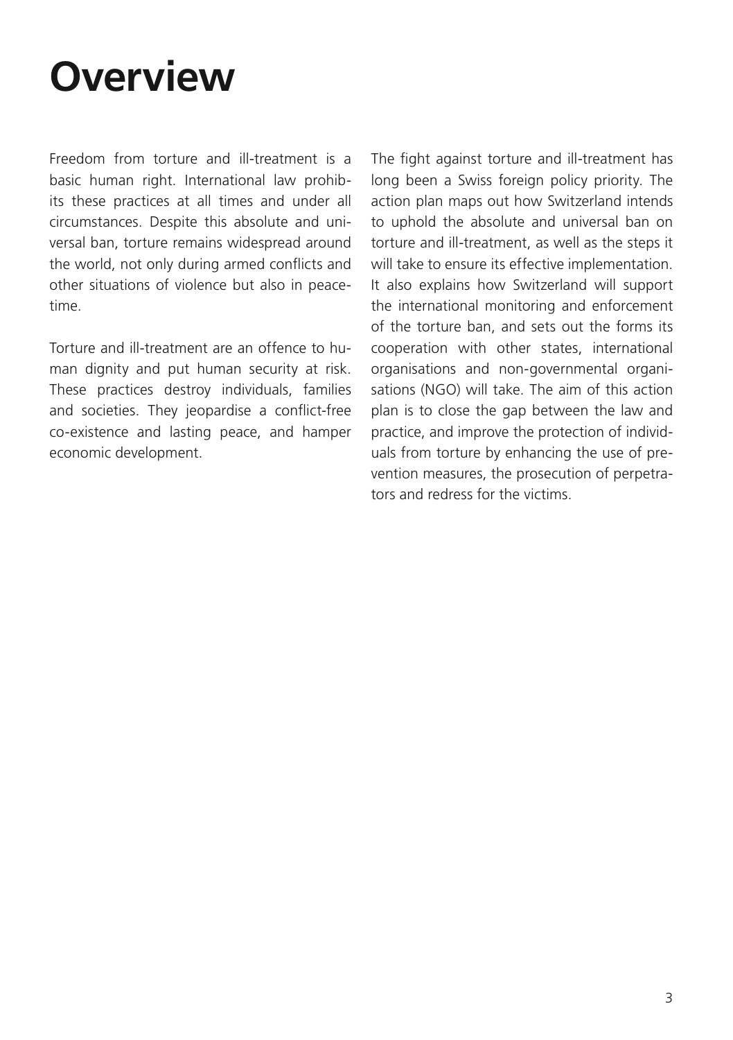# Overview

Freedom from torture and ill-treatment is a basic human right. International law prohibits these practices at all times and under all circumstances. Despite this absolute and universal ban, torture remains widespread around the world, not only during armed conflicts and other situations of violence but also in peacetime.

Torture and ill-treatment are an offence to human dignity and put human security at risk. These practices destroy individuals, families and societies. They jeopardise a conflict-free co-existence and lasting peace, and hamper economic development.

The fight against torture and ill-treatment has long been a Swiss foreign policy priority. The action plan maps out how Switzerland intends to uphold the absolute and universal ban on torture and ill-treatment, as well as the steps it will take to ensure its effective implementation. It also explains how Switzerland will support the international monitoring and enforcement of the torture ban, and sets out the forms its cooperation with other states, international organisations and non-governmental organisations (NGO) will take. The aim of this action plan is to close the gap between the law and practice, and improve the protection of individuals from torture by enhancing the use of prevention measures, the prosecution of perpetrators and redress for the victims.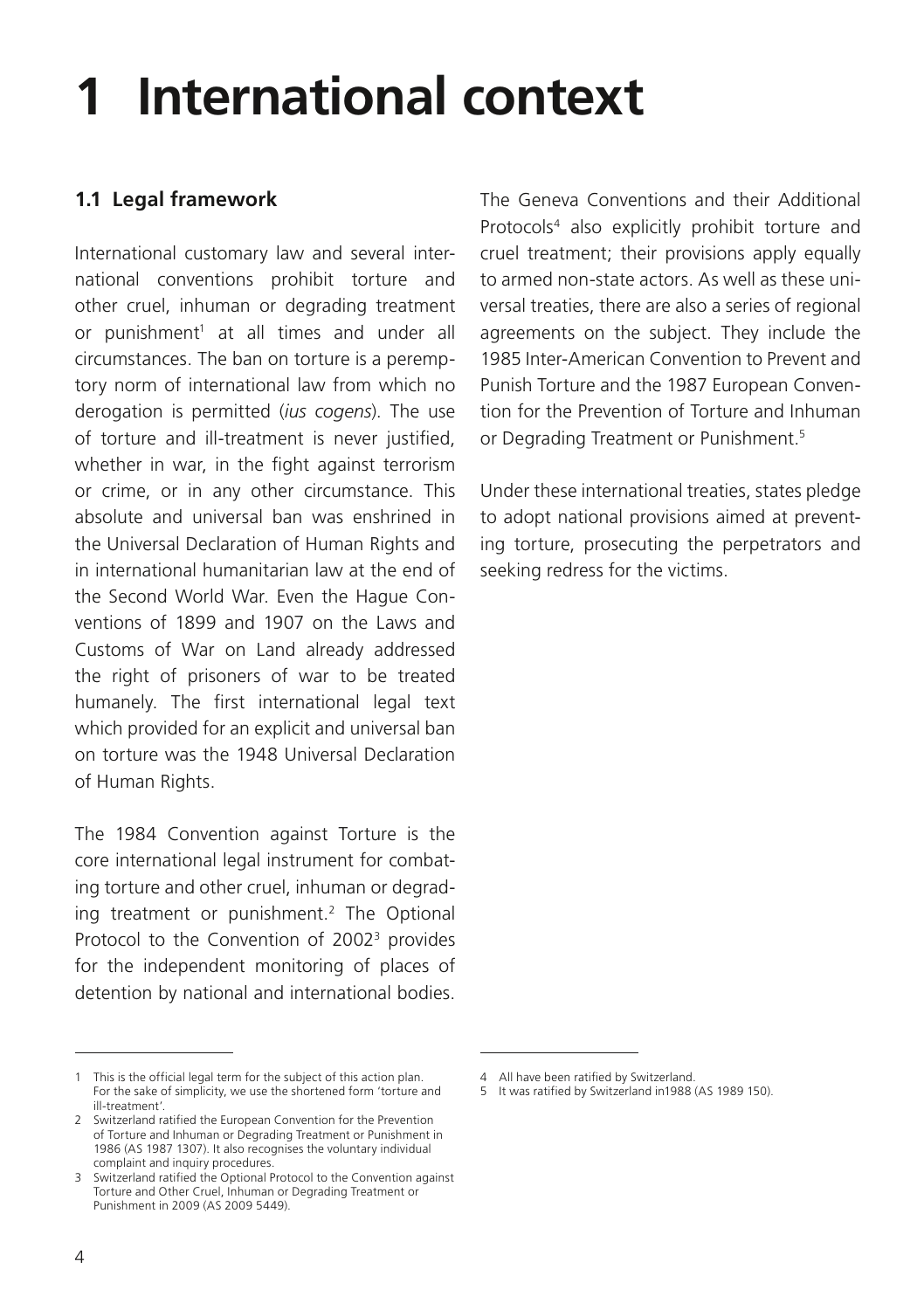# 1 International context

## 1.1 Legal framework

International customary law and several international conventions prohibit torture and other cruel, inhuman or degrading treatment or punishment[1] at all times and under all circumstances. The ban on torture is a peremptory norm of international law from which no derogation is permitted (*ius cogens*). The use of torture and ill-treatment is never justified, whether in war, in the fight against terrorism or crime, or in any other circumstance. This absolute and universal ban was enshrined in the Universal Declaration of Human Rights and in international humanitarian law at the end of the Second World War. Even the Hague Conventions of 1899 and 1907 on the Laws and Customs of War on Land already addressed the right of prisoners of war to be treated humanely. The first international legal text which provided for an explicit and universal ban on torture was the 1948 Universal Declaration of Human Rights.

The 1984 Convention against Torture is the core international legal instrument for combating torture and other cruel, inhuman or degrading treatment or punishment.[2] The Optional Protocol to the Convention of 2002[3] provides for the independent monitoring of places of detention by national and international bodies.

The Geneva Conventions and their Additional Protocols[4] also explicitly prohibit torture and cruel treatment; their provisions apply equally to armed non-state actors. As well as these universal treaties, there are also a series of regional agreements on the subject. They include the 1985 Inter-American Convention to Prevent and Punish Torture and the 1987 European Convention for the Prevention of Torture and Inhuman or Degrading Treatment or Punishment.[5]

Under these international treaties, states pledge to adopt national provisions aimed at preventing torture, prosecuting the perpetrators and seeking redress for the victims.

---

1 This is the official legal term for the subject of this action plan. For the sake of simplicity, we use the shortened form 'torture and ill-treatment'.

2 Switzerland ratified the European Convention for the Prevention of Torture and Inhuman or Degrading Treatment or Punishment in 1986 (AS 1987 1307). It also recognises the voluntary individual complaint and inquiry procedures.

3 Switzerland ratified the Optional Protocol to the Convention against Torture and Other Cruel, Inhuman or Degrading Treatment or Punishment in 2009 (AS 2009 5449).

4 All have been ratified by Switzerland.

5 It was ratified by Switzerland in1988 (AS 1989 150).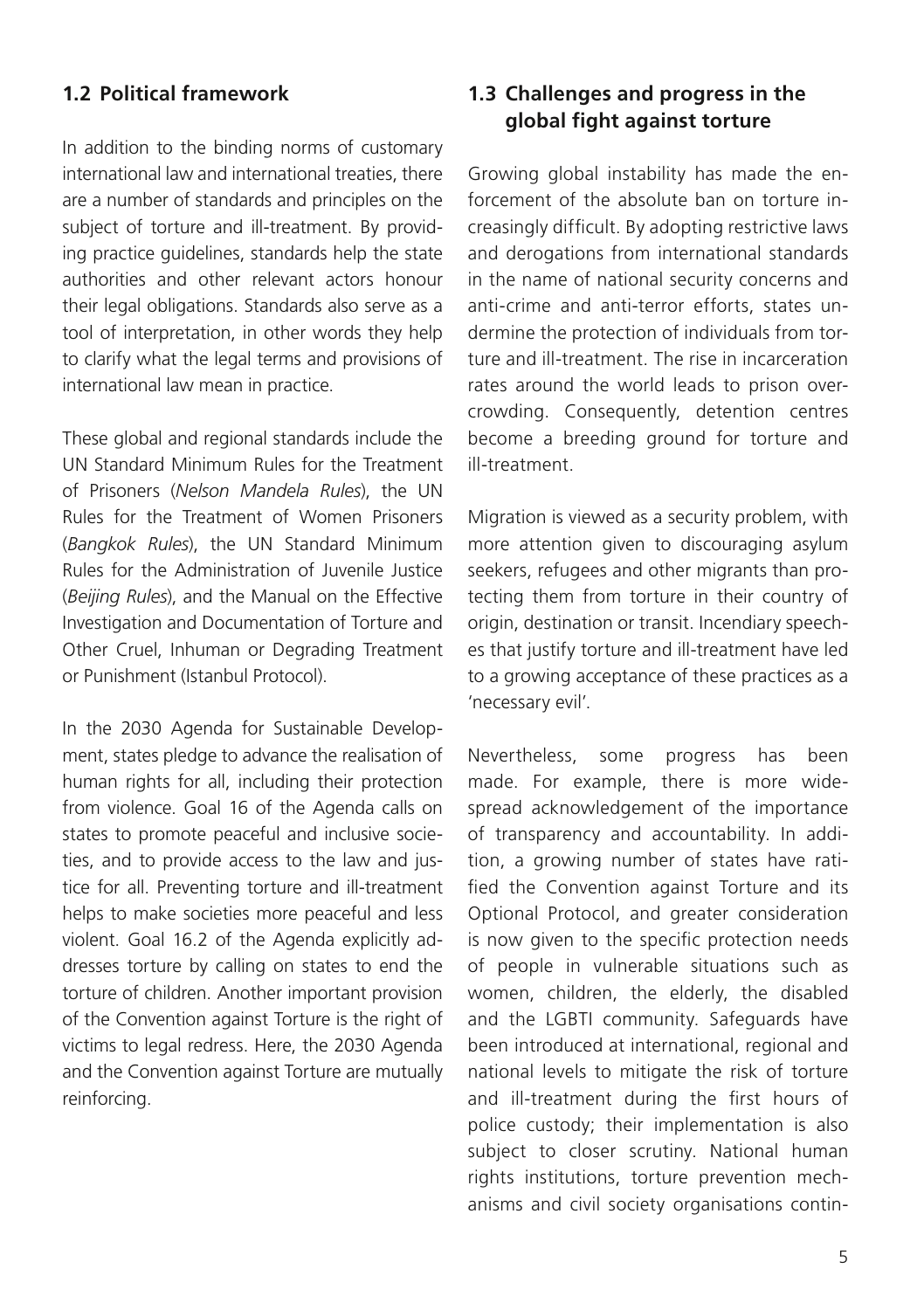## 1.2 Political framework

In addition to the binding norms of customary international law and international treaties, there are a number of standards and principles on the subject of torture and ill-treatment. By providing practice guidelines, standards help the state authorities and other relevant actors honour their legal obligations. Standards also serve as a tool of interpretation, in other words they help to clarify what the legal terms and provisions of international law mean in practice.

These global and regional standards include the UN Standard Minimum Rules for the Treatment of Prisoners (*Nelson Mandela Rules*), the UN Rules for the Treatment of Women Prisoners (*Bangkok Rules*), the UN Standard Minimum Rules for the Administration of Juvenile Justice (*Beijing Rules*), and the Manual on the Effective Investigation and Documentation of Torture and Other Cruel, Inhuman or Degrading Treatment or Punishment (Istanbul Protocol).

In the 2030 Agenda for Sustainable Development, states pledge to advance the realisation of human rights for all, including their protection from violence. Goal 16 of the Agenda calls on states to promote peaceful and inclusive societies, and to provide access to the law and justice for all. Preventing torture and ill-treatment helps to make societies more peaceful and less violent. Goal 16.2 of the Agenda explicitly addresses torture by calling on states to end the torture of children. Another important provision of the Convention against Torture is the right of victims to legal redress. Here, the 2030 Agenda and the Convention against Torture are mutually reinforcing.

## 1.3 Challenges and progress in the global fight against torture

Growing global instability has made the enforcement of the absolute ban on torture increasingly difficult. By adopting restrictive laws and derogations from international standards in the name of national security concerns and anti-crime and anti-terror efforts, states undermine the protection of individuals from torture and ill-treatment. The rise in incarceration rates around the world leads to prison overcrowding. Consequently, detention centres become a breeding ground for torture and ill-treatment.

Migration is viewed as a security problem, with more attention given to discouraging asylum seekers, refugees and other migrants than protecting them from torture in their country of origin, destination or transit. Incendiary speeches that justify torture and ill-treatment have led to a growing acceptance of these practices as a 'necessary evil'.

Nevertheless, some progress has been made. For example, there is more widespread acknowledgement of the importance of transparency and accountability. In addition, a growing number of states have ratified the Convention against Torture and its Optional Protocol, and greater consideration is now given to the specific protection needs of people in vulnerable situations such as women, children, the elderly, the disabled and the LGBTI community. Safeguards have been introduced at international, regional and national levels to mitigate the risk of torture and ill-treatment during the first hours of police custody; their implementation is also subject to closer scrutiny. National human rights institutions, torture prevention mechanisms and civil society organisations contin-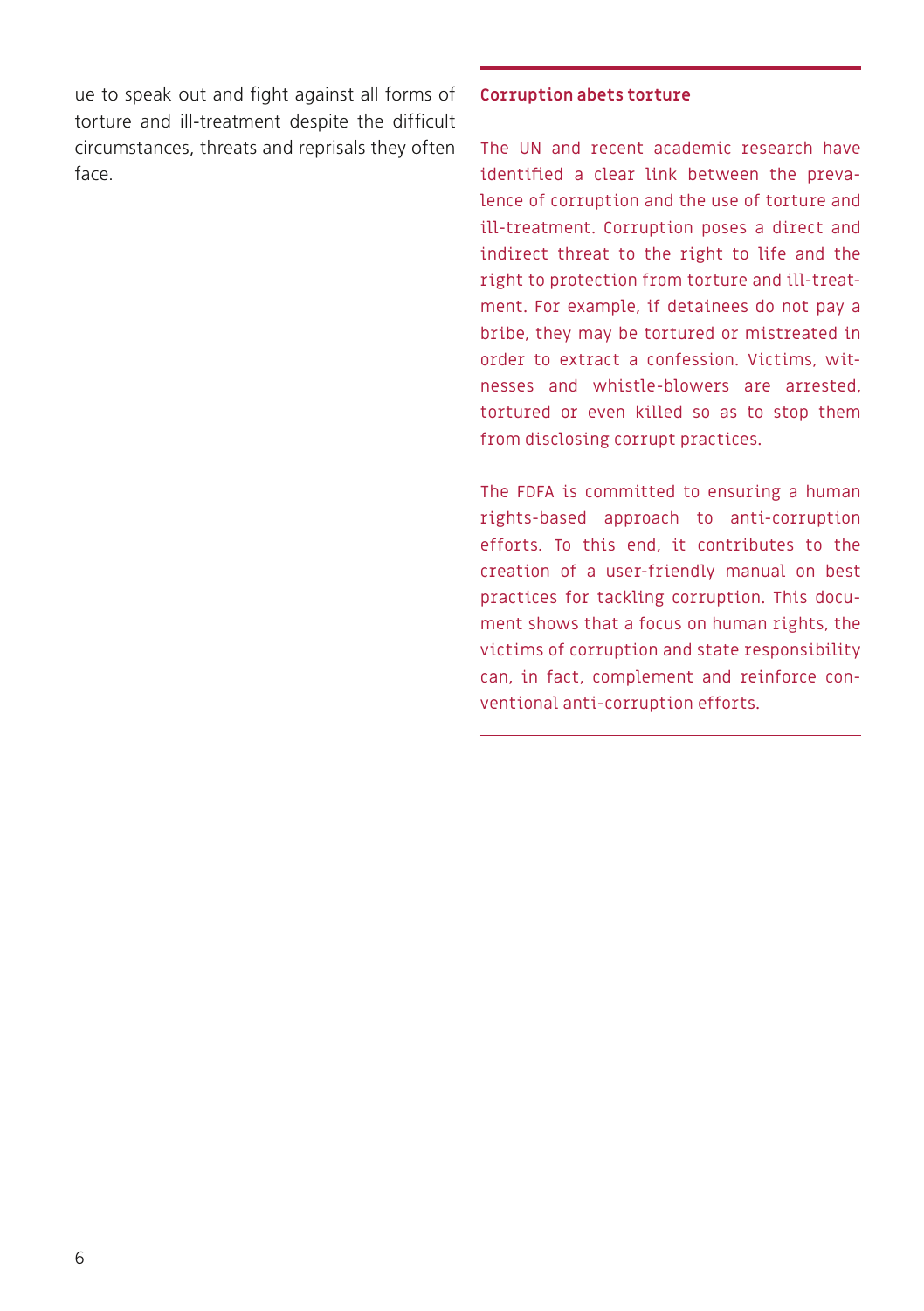ue to speak out and fight against all forms of torture and ill-treatment despite the difficult circumstances, threats and reprisals they often face.

**Corruption abets torture**

The UN and recent academic research have identified a clear link between the prevalence of corruption and the use of torture and ill-treatment. Corruption poses a direct and indirect threat to the right to life and the right to protection from torture and ill-treatment. For example, if detainees do not pay a bribe, they may be tortured or mistreated in order to extract a confession. Victims, witnesses and whistle-blowers are arrested, tortured or even killed so as to stop them from disclosing corrupt practices.

The FDFA is committed to ensuring a human rights-based approach to anti-corruption efforts. To this end, it contributes to the creation of a user-friendly manual on best practices for tackling corruption. This document shows that a focus on human rights, the victims of corruption and state responsibility can, in fact, complement and reinforce conventional anti-corruption efforts.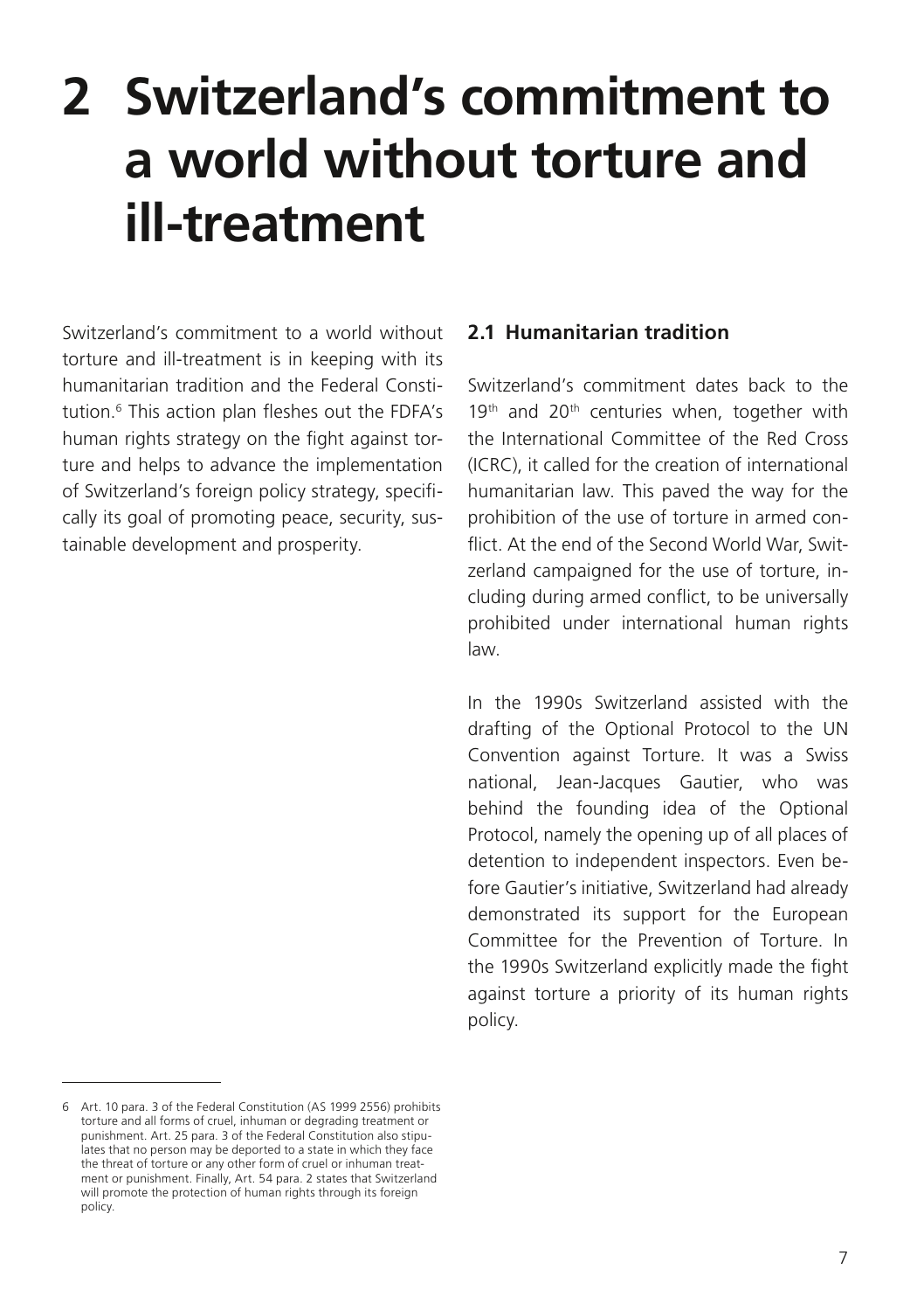# 2 Switzerland's commitment to a world without torture and ill-treatment

Switzerland's commitment to a world without torture and ill-treatment is in keeping with its humanitarian tradition and the Federal Constitution.[6] This action plan fleshes out the FDFA's human rights strategy on the fight against torture and helps to advance the implementation of Switzerland's foreign policy strategy, specifically its goal of promoting peace, security, sustainable development and prosperity.

## 2.1 Humanitarian tradition

Switzerland's commitment dates back to the 19th and 20th centuries when, together with the International Committee of the Red Cross (ICRC), it called for the creation of international humanitarian law. This paved the way for the prohibition of the use of torture in armed conflict. At the end of the Second World War, Switzerland campaigned for the use of torture, including during armed conflict, to be universally prohibited under international human rights law.

In the 1990s Switzerland assisted with the drafting of the Optional Protocol to the UN Convention against Torture. It was a Swiss national, Jean-Jacques Gautier, who was behind the founding idea of the Optional Protocol, namely the opening up of all places of detention to independent inspectors. Even before Gautier's initiative, Switzerland had already demonstrated its support for the European Committee for the Prevention of Torture. In the 1990s Switzerland explicitly made the fight against torture a priority of its human rights policy.

---

6 Art. 10 para. 3 of the Federal Constitution (AS 1999 2556) prohibits torture and all forms of cruel, inhuman or degrading treatment or punishment. Art. 25 para. 3 of the Federal Constitution also stipulates that no person may be deported to a state in which they face the threat of torture or any other form of cruel or inhuman treatment or punishment. Finally, Art. 54 para. 2 states that Switzerland will promote the protection of human rights through its foreign policy.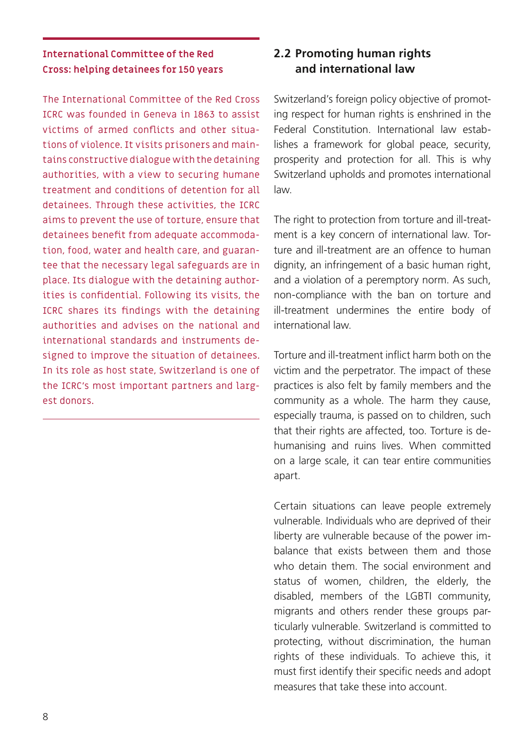**International Committee of the Red Cross: helping detainees for 150 years**

The International Committee of the Red Cross ICRC was founded in Geneva in 1863 to assist victims of armed conflicts and other situations of violence. It visits prisoners and maintains constructive dialogue with the detaining authorities, with a view to securing humane treatment and conditions of detention for all detainees. Through these activities, the ICRC aims to prevent the use of torture, ensure that detainees benefit from adequate accommodation, food, water and health care, and guarantee that the necessary legal safeguards are in place. Its dialogue with the detaining authorities is confidential. Following its visits, the ICRC shares its findings with the detaining authorities and advises on the national and international standards and instruments designed to improve the situation of detainees. In its role as host state, Switzerland is one of the ICRC's most important partners and largest donors.

## 2.2 Promoting human rights and international law

Switzerland's foreign policy objective of promoting respect for human rights is enshrined in the Federal Constitution. International law establishes a framework for global peace, security, prosperity and protection for all. This is why Switzerland upholds and promotes international law.

The right to protection from torture and ill-treatment is a key concern of international law. Torture and ill-treatment are an offence to human dignity, an infringement of a basic human right, and a violation of a peremptory norm. As such, non-compliance with the ban on torture and ill-treatment undermines the entire body of international law.

Torture and ill-treatment inflict harm both on the victim and the perpetrator. The impact of these practices is also felt by family members and the community as a whole. The harm they cause, especially trauma, is passed on to children, such that their rights are affected, too. Torture is dehumanising and ruins lives. When committed on a large scale, it can tear entire communities apart.

Certain situations can leave people extremely vulnerable. Individuals who are deprived of their liberty are vulnerable because of the power imbalance that exists between them and those who detain them. The social environment and status of women, children, the elderly, the disabled, members of the LGBTI community, migrants and others render these groups particularly vulnerable. Switzerland is committed to protecting, without discrimination, the human rights of these individuals. To achieve this, it must first identify their specific needs and adopt measures that take these into account.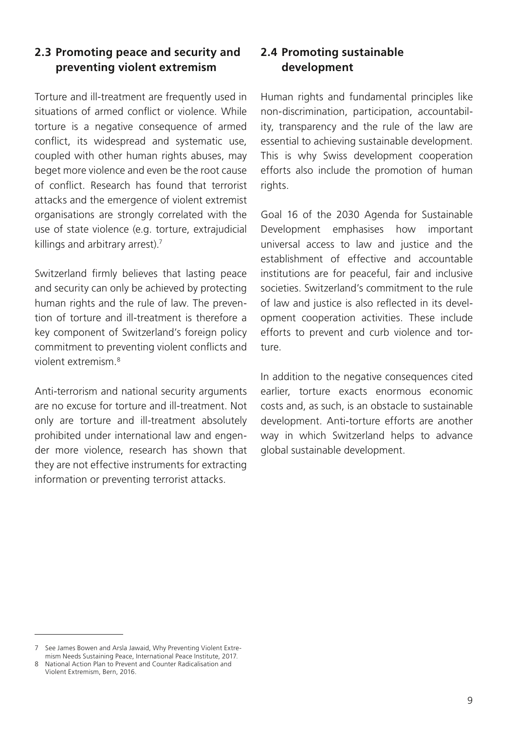## 2.3 Promoting peace and security and preventing violent extremism

Torture and ill-treatment are frequently used in situations of armed conflict or violence. While torture is a negative consequence of armed conflict, its widespread and systematic use, coupled with other human rights abuses, may beget more violence and even be the root cause of conflict. Research has found that terrorist attacks and the emergence of violent extremist organisations are strongly correlated with the use of state violence (e.g. torture, extrajudicial killings and arbitrary arrest).[7]

Switzerland firmly believes that lasting peace and security can only be achieved by protecting human rights and the rule of law. The prevention of torture and ill-treatment is therefore a key component of Switzerland's foreign policy commitment to preventing violent conflicts and violent extremism.[8]

Anti-terrorism and national security arguments are no excuse for torture and ill-treatment. Not only are torture and ill-treatment absolutely prohibited under international law and engender more violence, research has shown that they are not effective instruments for extracting information or preventing terrorist attacks.

## 2.4 Promoting sustainable development

Human rights and fundamental principles like non-discrimination, participation, accountability, transparency and the rule of the law are essential to achieving sustainable development. This is why Swiss development cooperation efforts also include the promotion of human rights.

Goal 16 of the 2030 Agenda for Sustainable Development emphasises how important universal access to law and justice and the establishment of effective and accountable institutions are for peaceful, fair and inclusive societies. Switzerland's commitment to the rule of law and justice is also reflected in its development cooperation activities. These include efforts to prevent and curb violence and torture.

In addition to the negative consequences cited earlier, torture exacts enormous economic costs and, as such, is an obstacle to sustainable development. Anti-torture efforts are another way in which Switzerland helps to advance global sustainable development.

---

7 See James Bowen and Arsla Jawaid, Why Preventing Violent Extremism Needs Sustaining Peace, International Peace Institute, 2017.

8 National Action Plan to Prevent and Counter Radicalisation and Violent Extremism, Bern, 2016.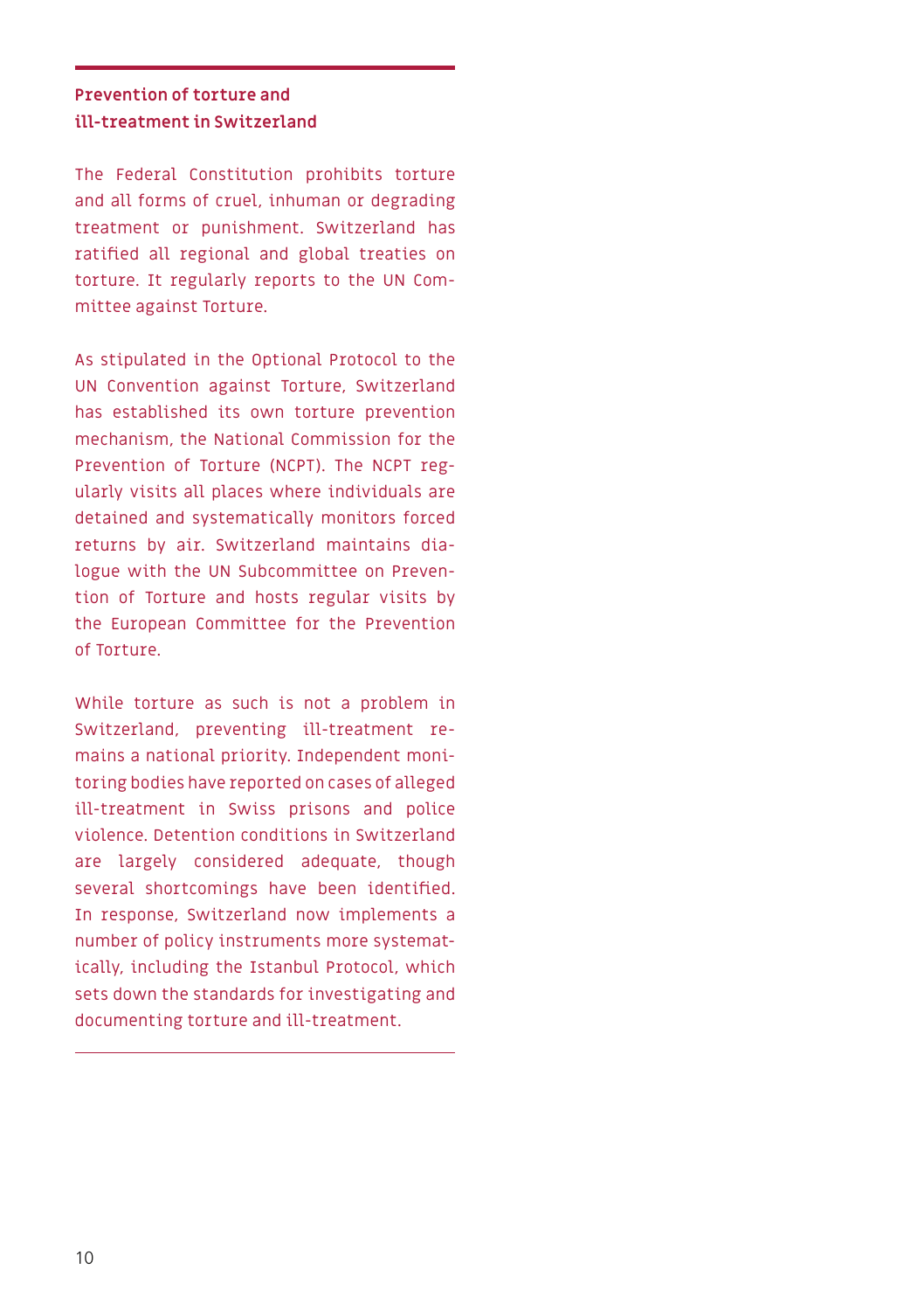## Prevention of torture and ill-treatment in Switzerland

The Federal Constitution prohibits torture and all forms of cruel, inhuman or degrading treatment or punishment. Switzerland has ratified all regional and global treaties on torture. It regularly reports to the UN Committee against Torture.

As stipulated in the Optional Protocol to the UN Convention against Torture, Switzerland has established its own torture prevention mechanism, the National Commission for the Prevention of Torture (NCPT). The NCPT regularly visits all places where individuals are detained and systematically monitors forced returns by air. Switzerland maintains dialogue with the UN Subcommittee on Prevention of Torture and hosts regular visits by the European Committee for the Prevention of Torture.

While torture as such is not a problem in Switzerland, preventing ill-treatment remains a national priority. Independent monitoring bodies have reported on cases of alleged ill-treatment in Swiss prisons and police violence. Detention conditions in Switzerland are largely considered adequate, though several shortcomings have been identified. In response, Switzerland now implements a number of policy instruments more systematically, including the Istanbul Protocol, which sets down the standards for investigating and documenting torture and ill-treatment.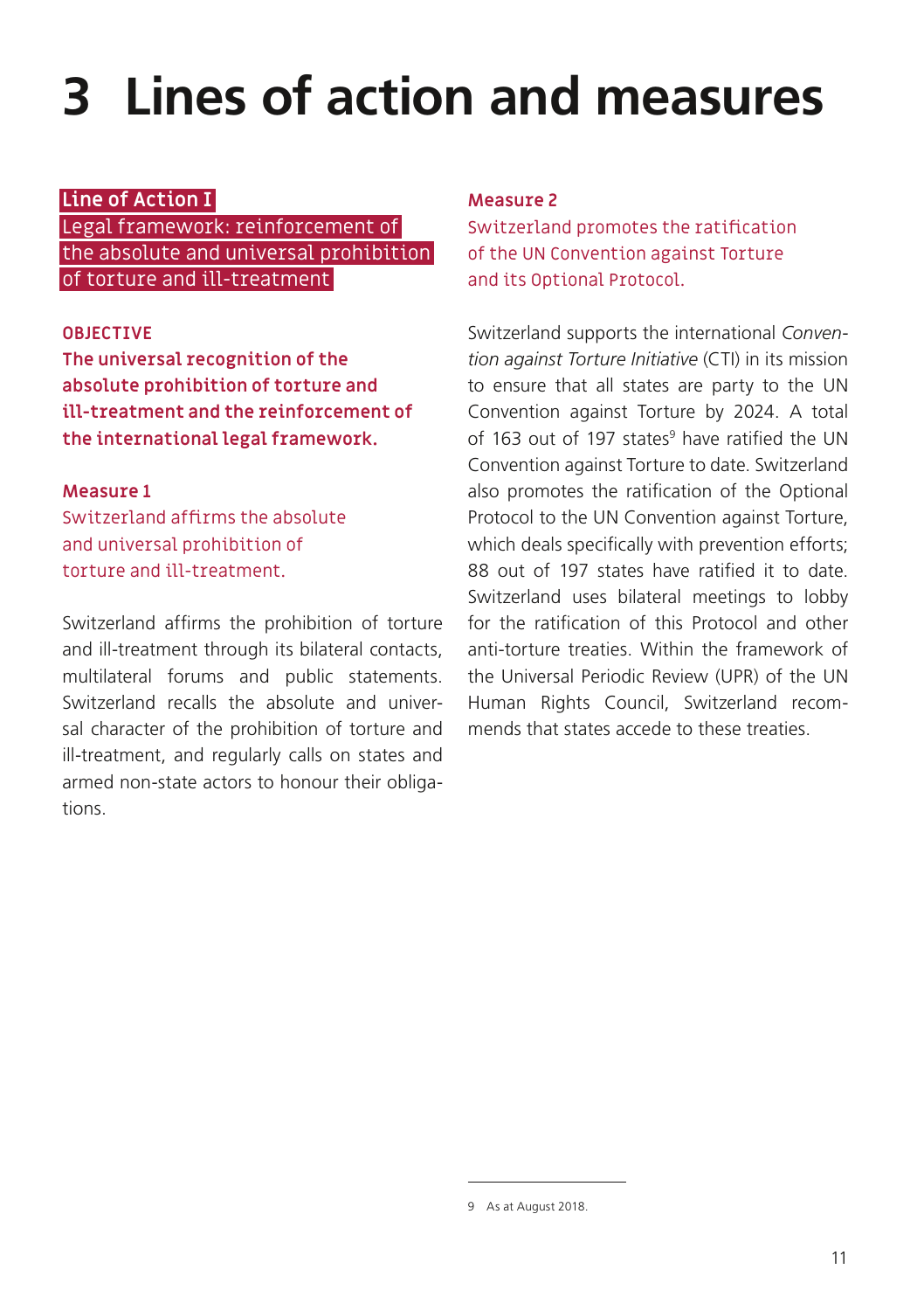# 3 Lines of action and measures

## Line of Action I
## Legal framework: reinforcement of the absolute and universal prohibition of torture and ill-treatment

**OBJECTIVE**

**The universal recognition of the absolute prohibition of torture and ill-treatment and the reinforcement of the international legal framework.**

### Measure 1
Switzerland affirms the absolute and universal prohibition of torture and ill-treatment.

Switzerland affirms the prohibition of torture and ill-treatment through its bilateral contacts, multilateral forums and public statements. Switzerland recalls the absolute and universal character of the prohibition of torture and ill-treatment, and regularly calls on states and armed non-state actors to honour their obligations.

### Measure 2
Switzerland promotes the ratification of the UN Convention against Torture and its Optional Protocol.

Switzerland supports the international *Convention against Torture Initiative* (CTI) in its mission to ensure that all states are party to the UN Convention against Torture by 2024. A total of 163 out of 197 states[9] have ratified the UN Convention against Torture to date. Switzerland also promotes the ratification of the Optional Protocol to the UN Convention against Torture, which deals specifically with prevention efforts; 88 out of 197 states have ratified it to date. Switzerland uses bilateral meetings to lobby for the ratification of this Protocol and other anti-torture treaties. Within the framework of the Universal Periodic Review (UPR) of the UN Human Rights Council, Switzerland recommends that states accede to these treaties.

---

9 As at August 2018.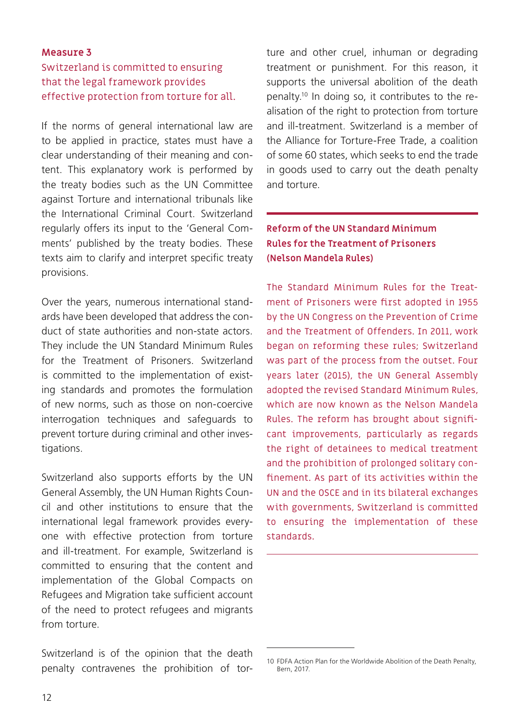## Measure 3

### Switzerland is committed to ensuring that the legal framework provides effective protection from torture for all.

If the norms of general international law are to be applied in practice, states must have a clear understanding of their meaning and content. This explanatory work is performed by the treaty bodies such as the UN Committee against Torture and international tribunals like the International Criminal Court. Switzerland regularly offers its input to the 'General Comments' published by the treaty bodies. These texts aim to clarify and interpret specific treaty provisions.

Over the years, numerous international standards have been developed that address the conduct of state authorities and non-state actors. They include the UN Standard Minimum Rules for the Treatment of Prisoners. Switzerland is committed to the implementation of existing standards and promotes the formulation of new norms, such as those on non-coercive interrogation techniques and safeguards to prevent torture during criminal and other investigations.

Switzerland also supports efforts by the UN General Assembly, the UN Human Rights Council and other institutions to ensure that the international legal framework provides everyone with effective protection from torture and ill-treatment. For example, Switzerland is committed to ensuring that the content and implementation of the Global Compacts on Refugees and Migration take sufficient account of the need to protect refugees and migrants from torture.

Switzerland is of the opinion that the death penalty contravenes the prohibition of torture and other cruel, inhuman or degrading treatment or punishment. For this reason, it supports the universal abolition of the death penalty.[10] In doing so, it contributes to the realisation of the right to protection from torture and ill-treatment. Switzerland is a member of the Alliance for Torture-Free Trade, a coalition of some 60 states, which seeks to end the trade in goods used to carry out the death penalty and torture.

---

### Reform of the UN Standard Minimum Rules for the Treatment of Prisoners (Nelson Mandela Rules)

The Standard Minimum Rules for the Treatment of Prisoners were first adopted in 1955 by the UN Congress on the Prevention of Crime and the Treatment of Offenders. In 2011, work began on reforming these rules; Switzerland was part of the process from the outset. Four years later (2015), the UN General Assembly adopted the revised Standard Minimum Rules, which are now known as the Nelson Mandela Rules. The reform has brought about significant improvements, particularly as regards the right of detainees to medical treatment and the prohibition of prolonged solitary confinement. As part of its activities within the UN and the OSCE and in its bilateral exchanges with governments, Switzerland is committed to ensuring the implementation of these standards.

---

10 FDFA Action Plan for the Worldwide Abolition of the Death Penalty, Bern, 2017.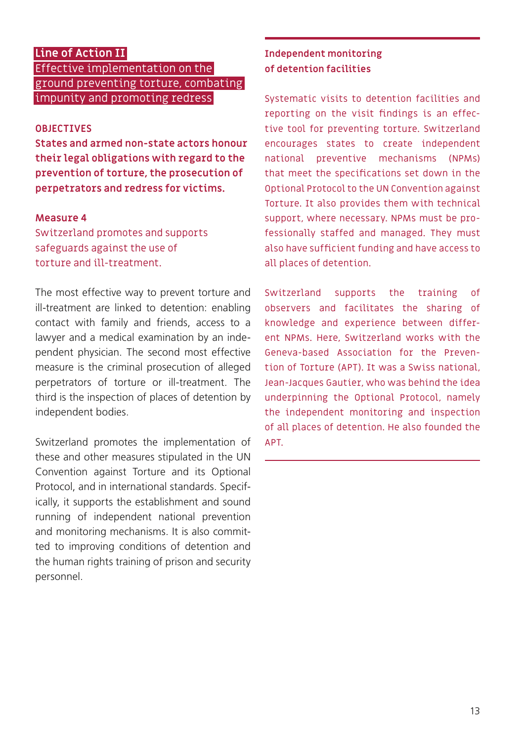## Line of Action II

## Effective implementation on the ground preventing torture, combating impunity and promoting redress

**OBJECTIVES**

**States and armed non-state actors honour their legal obligations with regard to the prevention of torture, the prosecution of perpetrators and redress for victims.**

**Measure 4**

Switzerland promotes and supports safeguards against the use of torture and ill-treatment.

The most effective way to prevent torture and ill-treatment are linked to detention: enabling contact with family and friends, access to a lawyer and a medical examination by an independent physician. The second most effective measure is the criminal prosecution of alleged perpetrators of torture or ill-treatment. The third is the inspection of places of detention by independent bodies.

Switzerland promotes the implementation of these and other measures stipulated in the UN Convention against Torture and its Optional Protocol, and in international standards. Specifically, it supports the establishment and sound running of independent national prevention and monitoring mechanisms. It is also committed to improving conditions of detention and the human rights training of prison and security personnel.

**Independent monitoring of detention facilities**

Systematic visits to detention facilities and reporting on the visit findings is an effective tool for preventing torture. Switzerland encourages states to create independent national preventive mechanisms (NPMs) that meet the specifications set down in the Optional Protocol to the UN Convention against Torture. It also provides them with technical support, where necessary. NPMs must be professionally staffed and managed. They must also have sufficient funding and have access to all places of detention.

Switzerland supports the training of observers and facilitates the sharing of knowledge and experience between different NPMs. Here, Switzerland works with the Geneva-based Association for the Prevention of Torture (APT). It was a Swiss national, Jean-Jacques Gautier, who was behind the idea underpinning the Optional Protocol, namely the independent monitoring and inspection of all places of detention. He also founded the APT.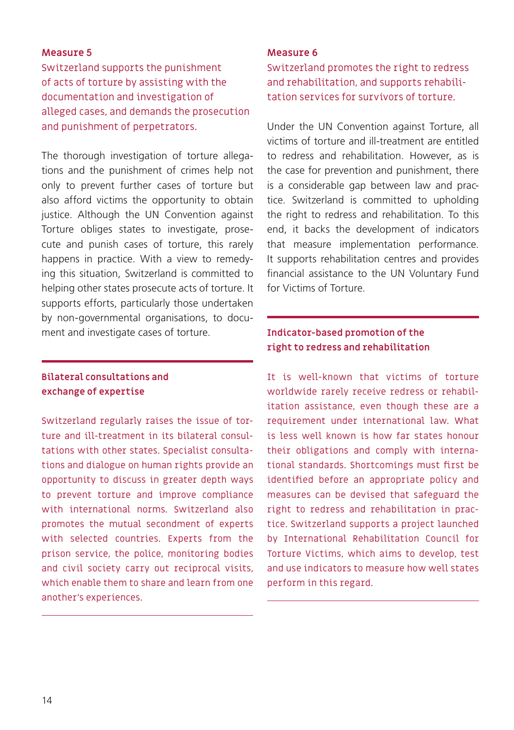### Measure 5

Switzerland supports the punishment of acts of torture by assisting with the documentation and investigation of alleged cases, and demands the prosecution and punishment of perpetrators.

The thorough investigation of torture allegations and the punishment of crimes help not only to prevent further cases of torture but also afford victims the opportunity to obtain justice. Although the UN Convention against Torture obliges states to investigate, prosecute and punish cases of torture, this rarely happens in practice. With a view to remedying this situation, Switzerland is committed to helping other states prosecute acts of torture. It supports efforts, particularly those undertaken by non-governmental organisations, to document and investigate cases of torture.

---

**Bilateral consultations and exchange of expertise**

Switzerland regularly raises the issue of torture and ill-treatment in its bilateral consultations with other states. Specialist consultations and dialogue on human rights provide an opportunity to discuss in greater depth ways to prevent torture and improve compliance with international norms. Switzerland also promotes the mutual secondment of experts with selected countries. Experts from the prison service, the police, monitoring bodies and civil society carry out reciprocal visits, which enable them to share and learn from one another's experiences.

---

### Measure 6

Switzerland promotes the right to redress and rehabilitation, and supports rehabilitation services for survivors of torture.

Under the UN Convention against Torture, all victims of torture and ill-treatment are entitled to redress and rehabilitation. However, as is the case for prevention and punishment, there is a considerable gap between law and practice. Switzerland is committed to upholding the right to redress and rehabilitation. To this end, it backs the development of indicators that measure implementation performance. It supports rehabilitation centres and provides financial assistance to the UN Voluntary Fund for Victims of Torture.

---

**Indicator-based promotion of the right to redress and rehabilitation**

It is well-known that victims of torture worldwide rarely receive redress or rehabilitation assistance, even though these are a requirement under international law. What is less well known is how far states honour their obligations and comply with international standards. Shortcomings must first be identified before an appropriate policy and measures can be devised that safeguard the right to redress and rehabilitation in practice. Switzerland supports a project launched by International Rehabilitation Council for Torture Victims, which aims to develop, test and use indicators to measure how well states perform in this regard.

---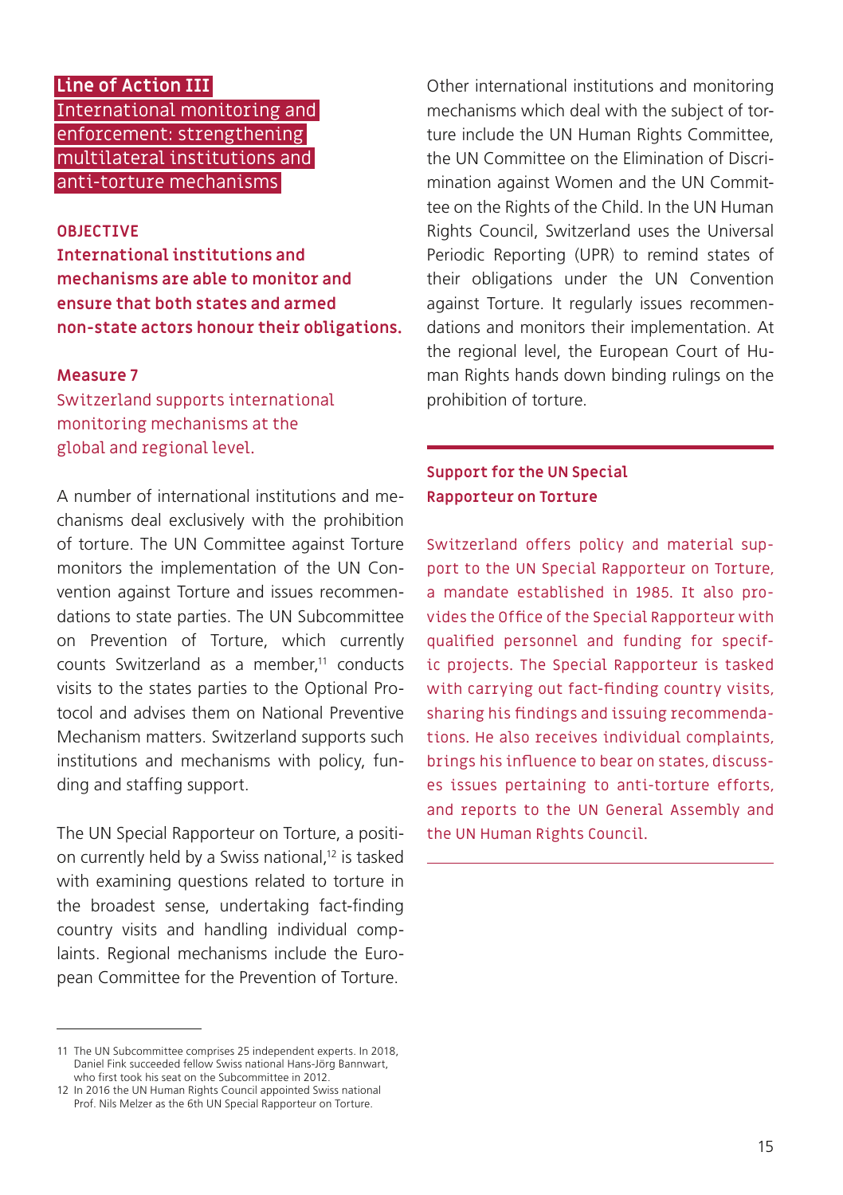## Line of Action III
## International monitoring and enforcement: strengthening multilateral institutions and anti-torture mechanisms

**OBJECTIVE**
**International institutions and mechanisms are able to monitor and ensure that both states and armed non-state actors honour their obligations.**

### Measure 7
Switzerland supports international monitoring mechanisms at the global and regional level.

A number of international institutions and mechanisms deal exclusively with the prohibition of torture. The UN Committee against Torture monitors the implementation of the UN Convention against Torture and issues recommendations to state parties. The UN Subcommittee on Prevention of Torture, which currently counts Switzerland as a member,[11] conducts visits to the states parties to the Optional Protocol and advises them on National Preventive Mechanism matters. Switzerland supports such institutions and mechanisms with policy, funding and staffing support.

The UN Special Rapporteur on Torture, a position currently held by a Swiss national,[12] is tasked with examining questions related to torture in the broadest sense, undertaking fact-finding country visits and handling individual complaints. Regional mechanisms include the European Committee for the Prevention of Torture.

Other international institutions and monitoring mechanisms which deal with the subject of torture include the UN Human Rights Committee, the UN Committee on the Elimination of Discrimination against Women and the UN Committee on the Rights of the Child. In the UN Human Rights Council, Switzerland uses the Universal Periodic Reporting (UPR) to remind states of their obligations under the UN Convention against Torture. It regularly issues recommendations and monitors their implementation. At the regional level, the European Court of Human Rights hands down binding rulings on the prohibition of torture.

---

**Support for the UN Special Rapporteur on Torture**

Switzerland offers policy and material support to the UN Special Rapporteur on Torture, a mandate established in 1985. It also provides the Office of the Special Rapporteur with qualified personnel and funding for specific projects. The Special Rapporteur is tasked with carrying out fact-finding country visits, sharing his findings and issuing recommendations. He also receives individual complaints, brings his influence to bear on states, discusses issues pertaining to anti-torture efforts, and reports to the UN General Assembly and the UN Human Rights Council.

---

11 The UN Subcommittee comprises 25 independent experts. In 2018, Daniel Fink succeeded fellow Swiss national Hans-Jörg Bannwart, who first took his seat on the Subcommittee in 2012.

12 In 2016 the UN Human Rights Council appointed Swiss national Prof. Nils Melzer as the 6th UN Special Rapporteur on Torture.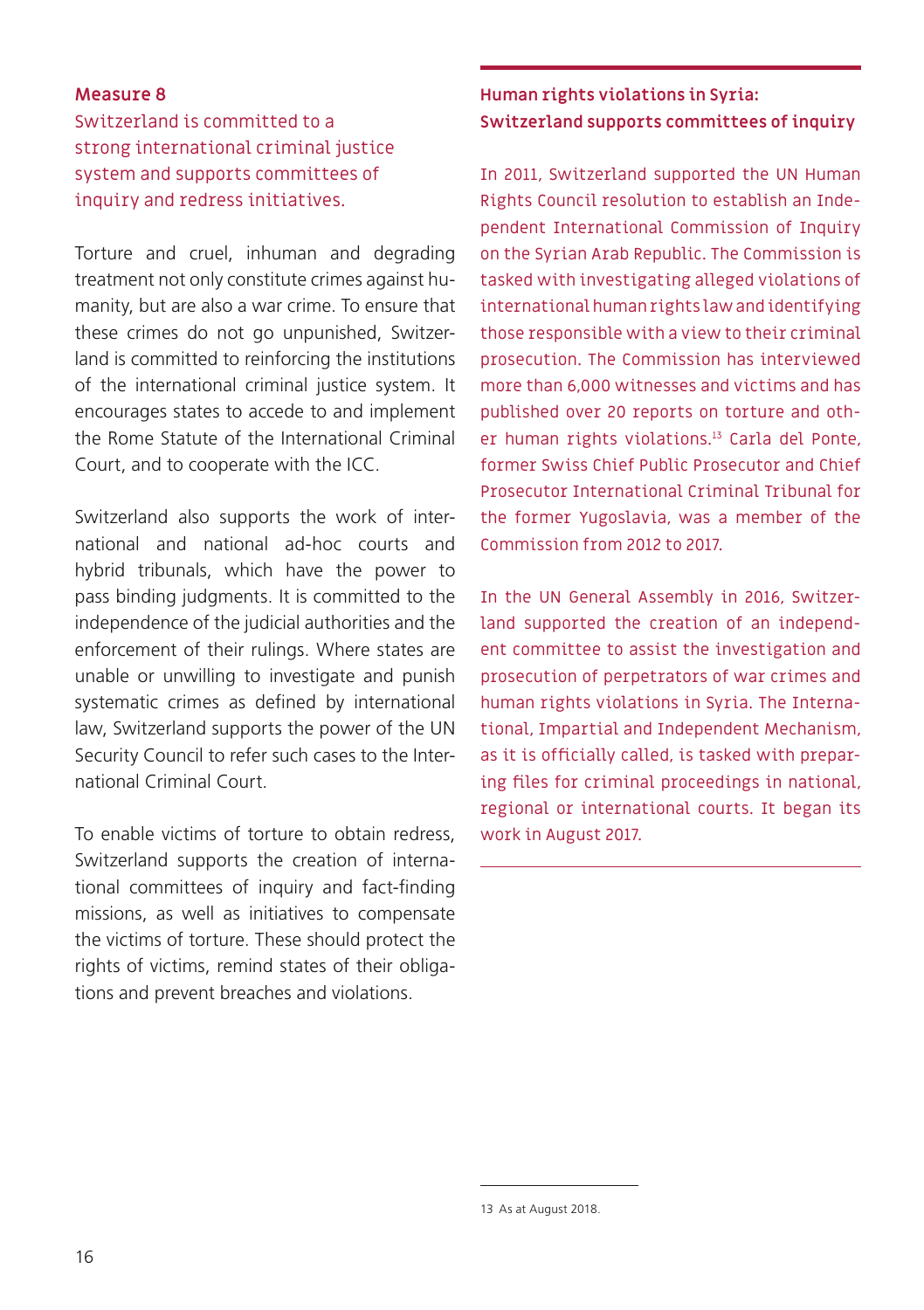### Measure 8

Switzerland is committed to a strong international criminal justice system and supports committees of inquiry and redress initiatives.

Torture and cruel, inhuman and degrading treatment not only constitute crimes against humanity, but are also a war crime. To ensure that these crimes do not go unpunished, Switzerland is committed to reinforcing the institutions of the international criminal justice system. It encourages states to accede to and implement the Rome Statute of the International Criminal Court, and to cooperate with the ICC.

Switzerland also supports the work of international and national ad-hoc courts and hybrid tribunals, which have the power to pass binding judgments. It is committed to the independence of the judicial authorities and the enforcement of their rulings. Where states are unable or unwilling to investigate and punish systematic crimes as defined by international law, Switzerland supports the power of the UN Security Council to refer such cases to the International Criminal Court.

To enable victims of torture to obtain redress, Switzerland supports the creation of international committees of inquiry and fact-finding missions, as well as initiatives to compensate the victims of torture. These should protect the rights of victims, remind states of their obligations and prevent breaches and violations.

#### Human rights violations in Syria: Switzerland supports committees of inquiry

In 2011, Switzerland supported the UN Human Rights Council resolution to establish an Independent International Commission of Inquiry on the Syrian Arab Republic. The Commission is tasked with investigating alleged violations of international human rights law and identifying those responsible with a view to their criminal prosecution. The Commission has interviewed more than 6,000 witnesses and victims and has published over 20 reports on torture and other human rights violations.[13] Carla del Ponte, former Swiss Chief Public Prosecutor and Chief Prosecutor International Criminal Tribunal for the former Yugoslavia, was a member of the Commission from 2012 to 2017.

In the UN General Assembly in 2016, Switzerland supported the creation of an independent committee to assist the investigation and prosecution of perpetrators of war crimes and human rights violations in Syria. The International, Impartial and Independent Mechanism, as it is officially called, is tasked with preparing files for criminal proceedings in national, regional or international courts. It began its work in August 2017.

13 As at August 2018.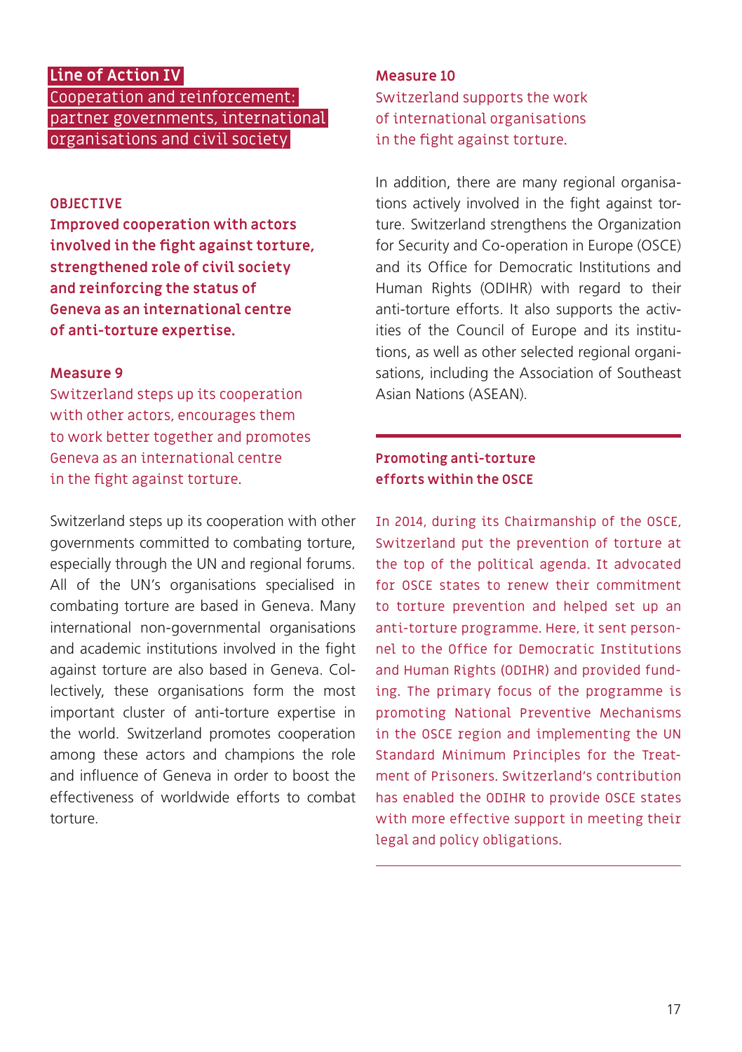## Line of Action IV
## Cooperation and reinforcement: partner governments, international organisations and civil society

**OBJECTIVE**

**Improved cooperation with actors involved in the fight against torture, strengthened role of civil society and reinforcing the status of Geneva as an international centre of anti-torture expertise.**

### Measure 9

Switzerland steps up its cooperation with other actors, encourages them to work better together and promotes Geneva as an international centre in the fight against torture.

Switzerland steps up its cooperation with other governments committed to combating torture, especially through the UN and regional forums. All of the UN's organisations specialised in combating torture are based in Geneva. Many international non-governmental organisations and academic institutions involved in the fight against torture are also based in Geneva. Collectively, these organisations form the most important cluster of anti-torture expertise in the world. Switzerland promotes cooperation among these actors and champions the role and influence of Geneva in order to boost the effectiveness of worldwide efforts to combat torture.

### Measure 10

Switzerland supports the work of international organisations in the fight against torture.

In addition, there are many regional organisations actively involved in the fight against torture. Switzerland strengthens the Organization for Security and Co-operation in Europe (OSCE) and its Office for Democratic Institutions and Human Rights (ODIHR) with regard to their anti-torture efforts. It also supports the activities of the Council of Europe and its institutions, as well as other selected regional organisations, including the Association of Southeast Asian Nations (ASEAN).

---

**Promoting anti-torture efforts within the OSCE**

In 2014, during its Chairmanship of the OSCE, Switzerland put the prevention of torture at the top of the political agenda. It advocated for OSCE states to renew their commitment to torture prevention and helped set up an anti-torture programme. Here, it sent personnel to the Office for Democratic Institutions and Human Rights (ODIHR) and provided funding. The primary focus of the programme is promoting National Preventive Mechanisms in the OSCE region and implementing the UN Standard Minimum Principles for the Treatment of Prisoners. Switzerland's contribution has enabled the ODIHR to provide OSCE states with more effective support in meeting their legal and policy obligations.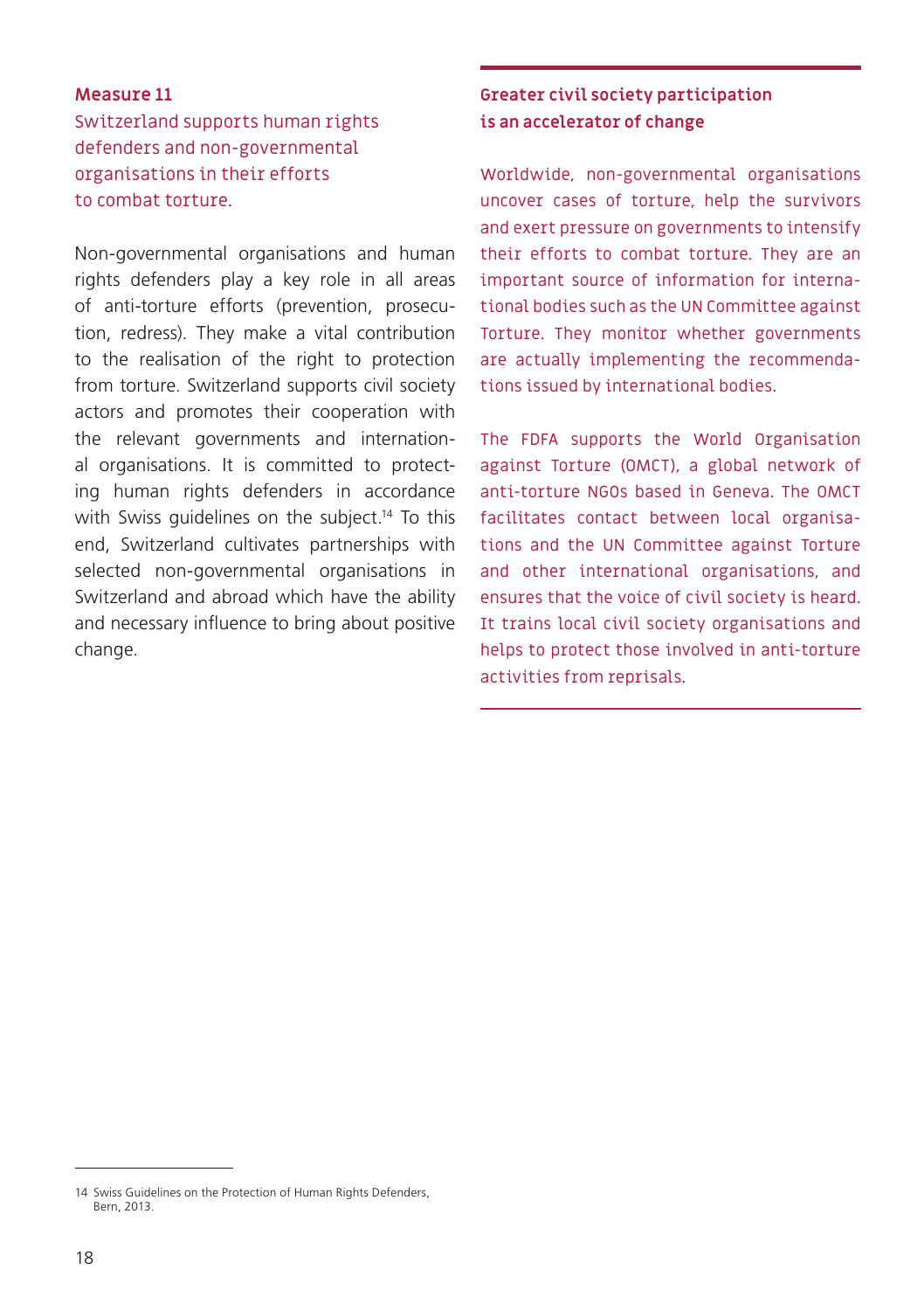**Measure 11**

Switzerland supports human rights defenders and non-governmental organisations in their efforts to combat torture.

Non-governmental organisations and human rights defenders play a key role in all areas of anti-torture efforts (prevention, prosecution, redress). They make a vital contribution to the realisation of the right to protection from torture. Switzerland supports civil society actors and promotes their cooperation with the relevant governments and international organisations. It is committed to protecting human rights defenders in accordance with Swiss guidelines on the subject.[14] To this end, Switzerland cultivates partnerships with selected non-governmental organisations in Switzerland and abroad which have the ability and necessary influence to bring about positive change.

**Greater civil society participation is an accelerator of change**

Worldwide, non-governmental organisations uncover cases of torture, help the survivors and exert pressure on governments to intensify their efforts to combat torture. They are an important source of information for international bodies such as the UN Committee against Torture. They monitor whether governments are actually implementing the recommendations issued by international bodies.

The FDFA supports the World Organisation against Torture (OMCT), a global network of anti-torture NGOs based in Geneva. The OMCT facilitates contact between local organisations and the UN Committee against Torture and other international organisations, and ensures that the voice of civil society is heard. It trains local civil society organisations and helps to protect those involved in anti-torture activities from reprisals.

---

14 Swiss Guidelines on the Protection of Human Rights Defenders, Bern, 2013.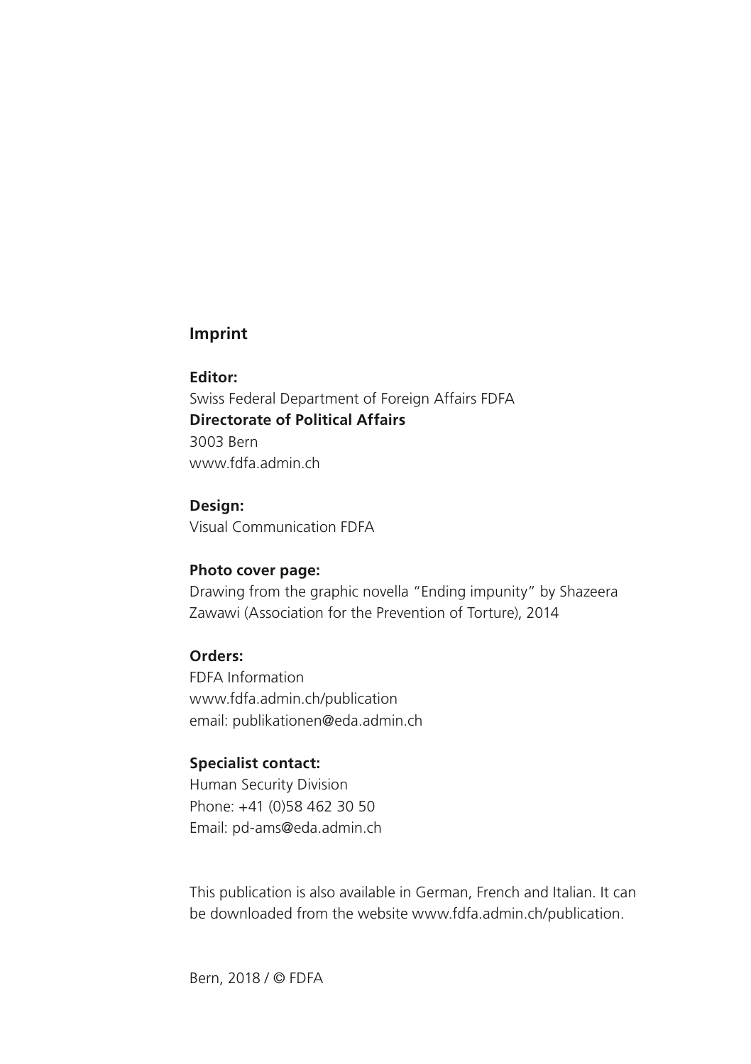## Imprint

**Editor:**
Swiss Federal Department of Foreign Affairs FDFA
**Directorate of Political Affairs**
3003 Bern
www.fdfa.admin.ch

**Design:**
Visual Communication FDFA

**Photo cover page:**
Drawing from the graphic novella "Ending impunity" by Shazeera Zawawi (Association for the Prevention of Torture), 2014

**Orders:**
FDFA Information
www.fdfa.admin.ch/publication
email: publikationen@eda.admin.ch

**Specialist contact:**
Human Security Division
Phone: +41 (0)58 462 30 50
Email: pd-ams@eda.admin.ch

This publication is also available in German, French and Italian. It can be downloaded from the website www.fdfa.admin.ch/publication.

Bern, 2018 / © FDFA